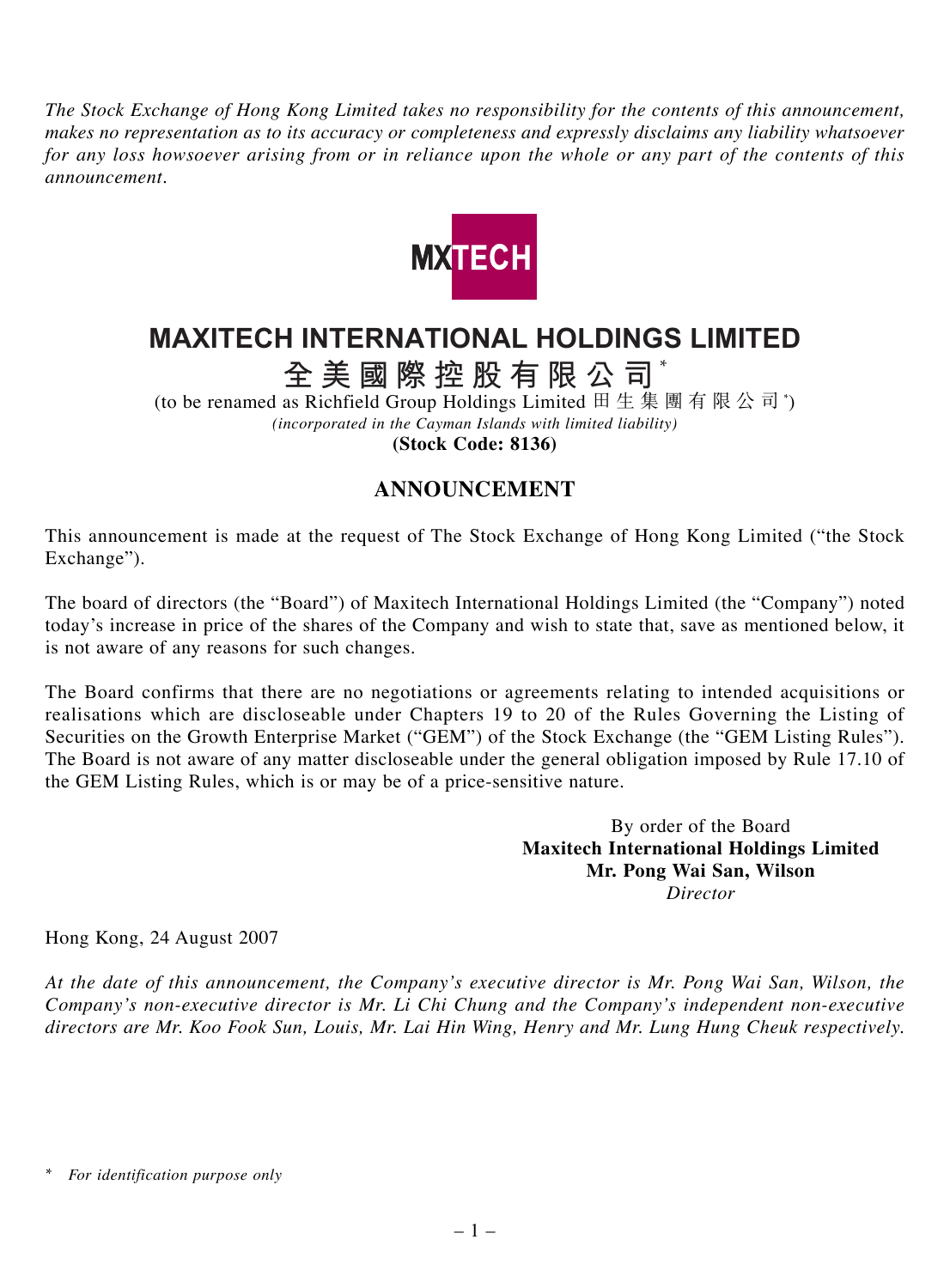*The Stock Exchange of Hong Kong Limited takes no responsibility for the contents of this announcement, makes no representation as to its accuracy or completeness and expressly disclaims any liability whatsoever for any loss howsoever arising from or in reliance upon the whole or any part of the contents of this announcement.*

MXTECH

# MAXITECH INTERNATIONAL HOLDINGS LIMITED

## 全美國際控股有限公司*

(to be renamed as Richfield Group Holdings Limited 田生集團有限公司*)

*(incorporated in the Cayman Islands with limited liability)*

**(Stock Code: 8136)**

## ANNOUNCEMENT

This announcement is made at the request of The Stock Exchange of Hong Kong Limited ("the Stock Exchange").

The board of directors (the "Board") of Maxitech International Holdings Limited (the "Company") noted today's increase in price of the shares of the Company and wish to state that, save as mentioned below, it is not aware of any reasons for such changes.

The Board confirms that there are no negotiations or agreements relating to intended acquisitions or realisations which are discloseable under Chapters 19 to 20 of the Rules Governing the Listing of Securities on the Growth Enterprise Market ("GEM") of the Stock Exchange (the "GEM Listing Rules"). The Board is not aware of any matter discloseable under the general obligation imposed by Rule 17.10 of the GEM Listing Rules, which is or may be of a price-sensitive nature.

By order of the Board
**Maxitech International Holdings Limited**
**Mr. Pong Wai San, Wilson**
*Director*

Hong Kong, 24 August 2007

*At the date of this announcement, the Company's executive director is Mr. Pong Wai San, Wilson, the Company's non-executive director is Mr. Li Chi Chung and the Company's independent non-executive directors are Mr. Koo Fook Sun, Louis, Mr. Lai Hin Wing, Henry and Mr. Lung Hung Cheuk respectively.*

\* *For identification purpose only*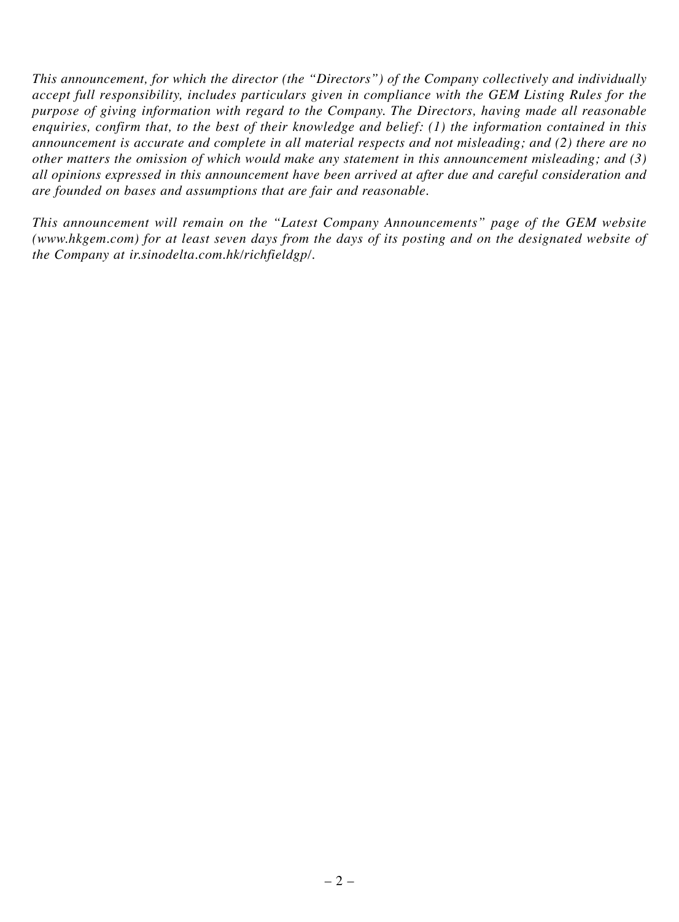*This announcement, for which the director (the "Directors") of the Company collectively and individually accept full responsibility, includes particulars given in compliance with the GEM Listing Rules for the purpose of giving information with regard to the Company. The Directors, having made all reasonable enquiries, confirm that, to the best of their knowledge and belief: (1) the information contained in this announcement is accurate and complete in all material respects and not misleading; and (2) there are no other matters the omission of which would make any statement in this announcement misleading; and (3) all opinions expressed in this announcement have been arrived at after due and careful consideration and are founded on bases and assumptions that are fair and reasonable.*

*This announcement will remain on the "Latest Company Announcements" page of the GEM website (www.hkgem.com) for at least seven days from the days of its posting and on the designated website of the Company at ir.sinodelta.com.hk/richfieldgp/.*